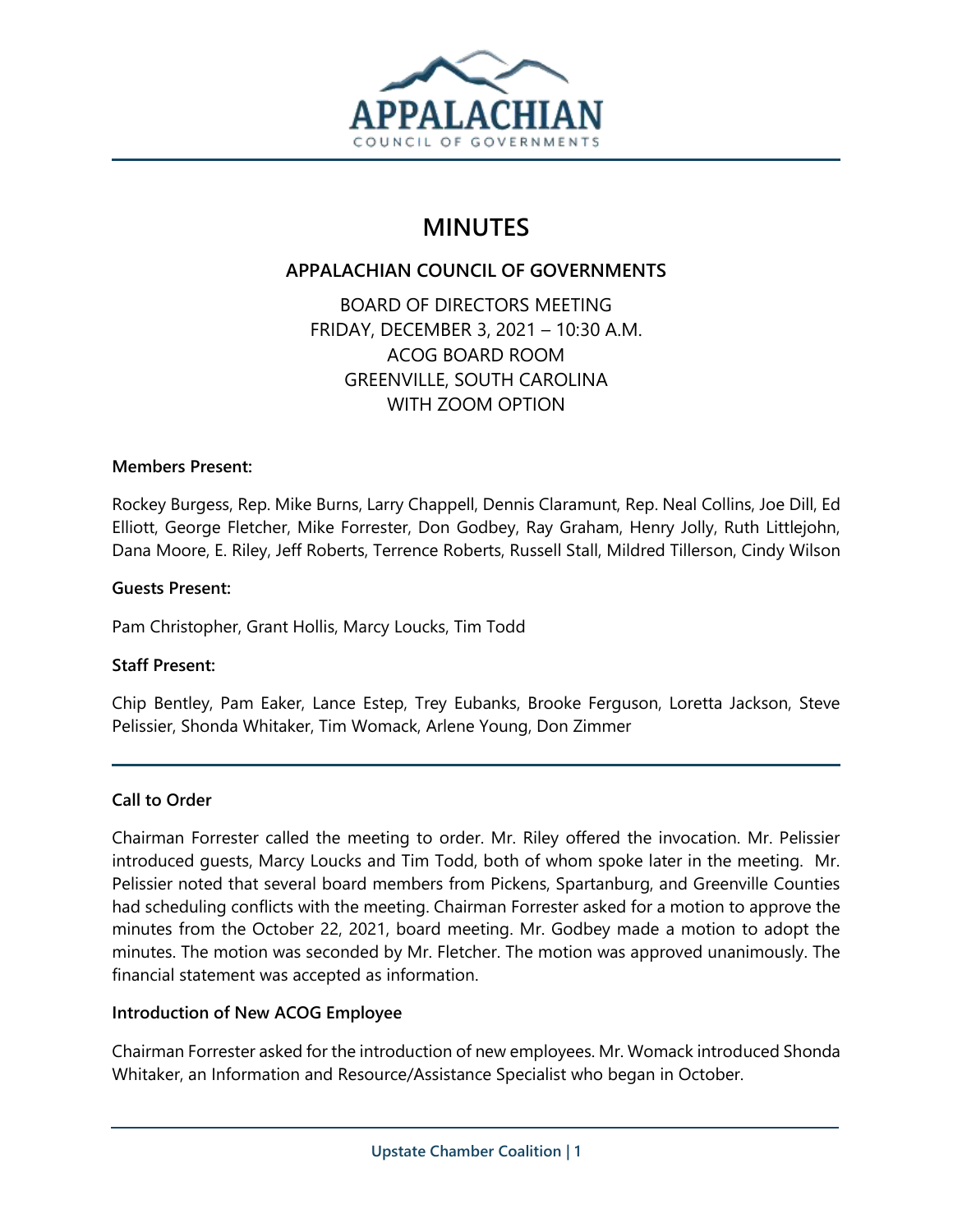# MINUTES

## APPALACHIAN COUNCIL OF GOVERNMENTS

BOARD OF DIRECTORS MEETING
FRIDAY, DECEMBER 3, 2021 – 10:30 A.M.
ACOG BOARD ROOM
GREENVILLE, SOUTH CAROLINA
WITH ZOOM OPTION

**Members Present:**

Rockey Burgess, Rep. Mike Burns, Larry Chappell, Dennis Claramunt, Rep. Neal Collins, Joe Dill, Ed Elliott, George Fletcher, Mike Forrester, Don Godbey, Ray Graham, Henry Jolly, Ruth Littlejohn, Dana Moore, E. Riley, Jeff Roberts, Terrence Roberts, Russell Stall, Mildred Tillerson, Cindy Wilson

**Guests Present:**

Pam Christopher, Grant Hollis, Marcy Loucks, Tim Todd

**Staff Present:**

Chip Bentley, Pam Eaker, Lance Estep, Trey Eubanks, Brooke Ferguson, Loretta Jackson, Steve Pelissier, Shonda Whitaker, Tim Womack, Arlene Young, Don Zimmer

---

**Call to Order**

Chairman Forrester called the meeting to order. Mr. Riley offered the invocation. Mr. Pelissier introduced guests, Marcy Loucks and Tim Todd, both of whom spoke later in the meeting. Mr. Pelissier noted that several board members from Pickens, Spartanburg, and Greenville Counties had scheduling conflicts with the meeting. Chairman Forrester asked for a motion to approve the minutes from the October 22, 2021, board meeting. Mr. Godbey made a motion to adopt the minutes. The motion was seconded by Mr. Fletcher. The motion was approved unanimously. The financial statement was accepted as information.

**Introduction of New ACOG Employee**

Chairman Forrester asked for the introduction of new employees. Mr. Womack introduced Shonda Whitaker, an Information and Resource/Assistance Specialist who began in October.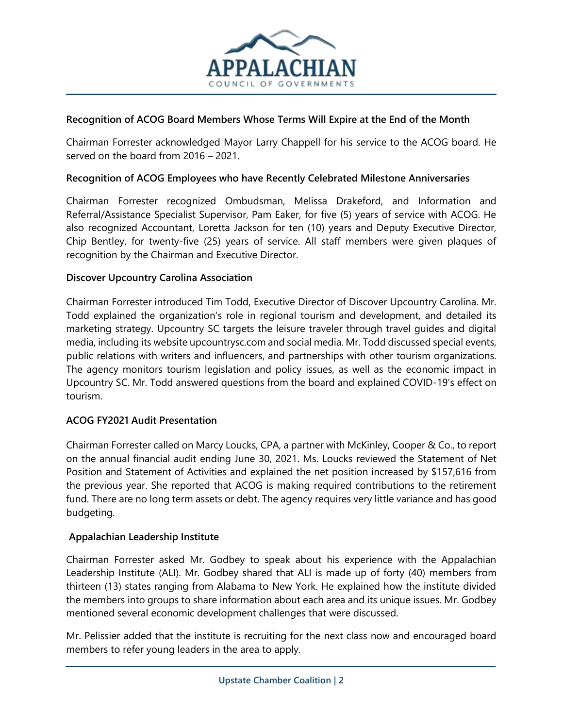**Recognition of ACOG Board Members Whose Terms Will Expire at the End of the Month**

Chairman Forrester acknowledged Mayor Larry Chappell for his service to the ACOG board. He served on the board from 2016 – 2021.

**Recognition of ACOG Employees who have Recently Celebrated Milestone Anniversaries**

Chairman Forrester recognized Ombudsman, Melissa Drakeford, and Information and Referral/Assistance Specialist Supervisor, Pam Eaker, for five (5) years of service with ACOG. He also recognized Accountant, Loretta Jackson for ten (10) years and Deputy Executive Director, Chip Bentley, for twenty-five (25) years of service. All staff members were given plaques of recognition by the Chairman and Executive Director.

**Discover Upcountry Carolina Association**

Chairman Forrester introduced Tim Todd, Executive Director of Discover Upcountry Carolina. Mr. Todd explained the organization's role in regional tourism and development, and detailed its marketing strategy. Upcountry SC targets the leisure traveler through travel guides and digital media, including its website upcountrysc.com and social media. Mr. Todd discussed special events, public relations with writers and influencers, and partnerships with other tourism organizations. The agency monitors tourism legislation and policy issues, as well as the economic impact in Upcountry SC. Mr. Todd answered questions from the board and explained COVID-19's effect on tourism.

**ACOG FY2021 Audit Presentation**

Chairman Forrester called on Marcy Loucks, CPA, a partner with McKinley, Cooper & Co., to report on the annual financial audit ending June 30, 2021. Ms. Loucks reviewed the Statement of Net Position and Statement of Activities and explained the net position increased by $157,616 from the previous year. She reported that ACOG is making required contributions to the retirement fund. There are no long term assets or debt. The agency requires very little variance and has good budgeting.

**Appalachian Leadership Institute**

Chairman Forrester asked Mr. Godbey to speak about his experience with the Appalachian Leadership Institute (ALI). Mr. Godbey shared that ALI is made up of forty (40) members from thirteen (13) states ranging from Alabama to New York. He explained how the institute divided the members into groups to share information about each area and its unique issues. Mr. Godbey mentioned several economic development challenges that were discussed.

Mr. Pelissier added that the institute is recruiting for the next class now and encouraged board members to refer young leaders in the area to apply.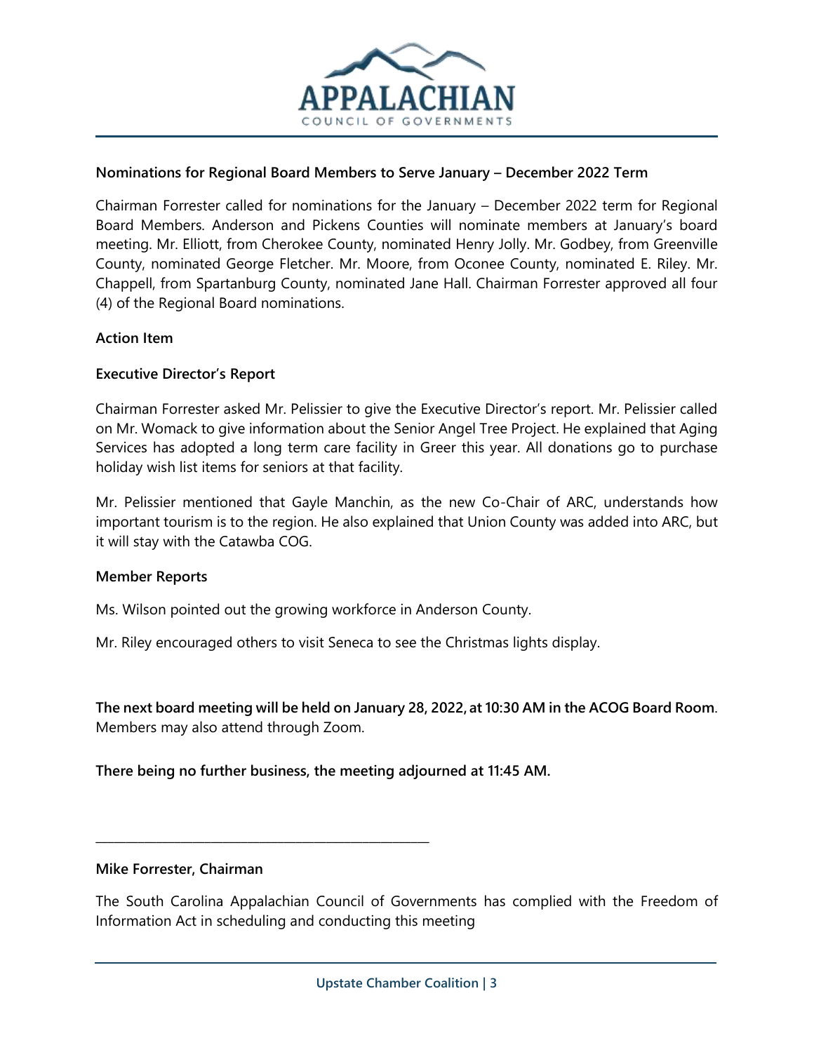APPALACHIAN
COUNCIL OF GOVERNMENTS

**Nominations for Regional Board Members to Serve January – December 2022 Term**

Chairman Forrester called for nominations for the January – December 2022 term for Regional Board Members. Anderson and Pickens Counties will nominate members at January's board meeting. Mr. Elliott, from Cherokee County, nominated Henry Jolly. Mr. Godbey, from Greenville County, nominated George Fletcher. Mr. Moore, from Oconee County, nominated E. Riley. Mr. Chappell, from Spartanburg County, nominated Jane Hall. Chairman Forrester approved all four (4) of the Regional Board nominations.

**Action Item**

**Executive Director's Report**

Chairman Forrester asked Mr. Pelissier to give the Executive Director's report. Mr. Pelissier called on Mr. Womack to give information about the Senior Angel Tree Project. He explained that Aging Services has adopted a long term care facility in Greer this year. All donations go to purchase holiday wish list items for seniors at that facility.

Mr. Pelissier mentioned that Gayle Manchin, as the new Co-Chair of ARC, understands how important tourism is to the region. He also explained that Union County was added into ARC, but it will stay with the Catawba COG.

**Member Reports**

Ms. Wilson pointed out the growing workforce in Anderson County.

Mr. Riley encouraged others to visit Seneca to see the Christmas lights display.

**The next board meeting will be held on January 28, 2022, at 10:30 AM in the ACOG Board Room**. Members may also attend through Zoom.

**There being no further business, the meeting adjourned at 11:45 AM.**

\_\_\_\_\_\_\_\_\_\_\_\_\_\_\_\_\_\_\_\_\_\_\_\_\_\_\_\_\_\_\_\_\_\_\_\_\_\_\_\_\_\_

**Mike Forrester, Chairman**

The South Carolina Appalachian Council of Governments has complied with the Freedom of Information Act in scheduling and conducting this meeting